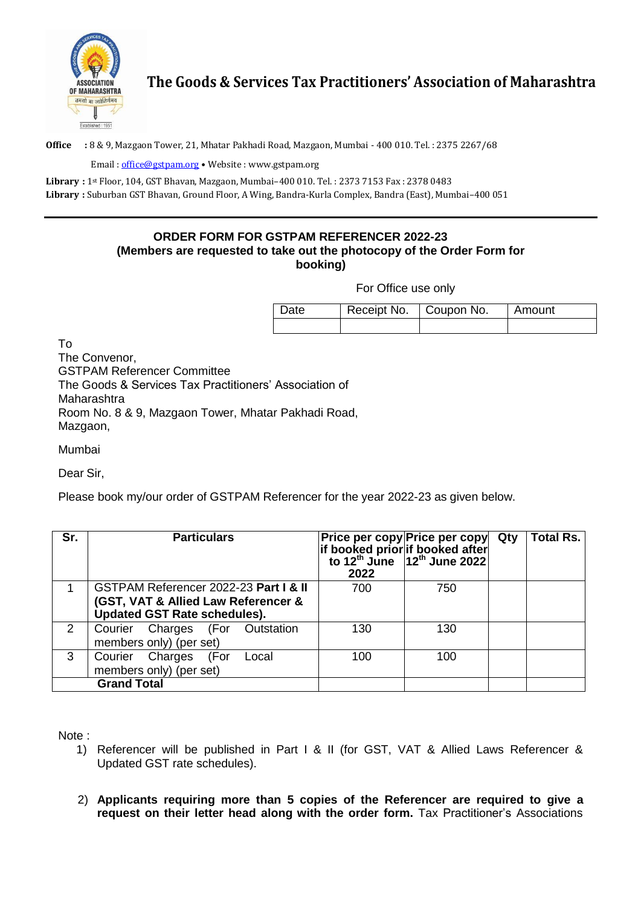# The Goods & Services Tax Practitioners' Association of Maharashtra

**Office** : 8 & 9, Mazgaon Tower, 21, Mhatar Pakhadi Road, Mazgaon, Mumbai - 400 010. Tel. : 2375 2267/68

Email : office@gstpam.org • Website : www.gstpam.org

**Library :** 1st Floor, 104, GST Bhavan, Mazgaon, Mumbai– 400 010. Tel. : 2373 7153 Fax : 2378 0483

**Library :** Suburban GST Bhavan, Ground Floor, A Wing, Bandra-Kurla Complex, Bandra (East), Mumbai–400 051

---

## ORDER FORM FOR GSTPAM REFERENCER 2022-23

**(Members are requested to take out the photocopy of the Order Form for booking)**

For Office use only

| Date | Receipt No. | Coupon No. | Amount |
|---|---|---|---|
| | | | |

To
The Convenor,
GSTPAM Referencer Committee
The Goods & Services Tax Practitioners' Association of Maharashtra
Room No. 8 & 9, Mazgaon Tower, Mhatar Pakhadi Road, Mazgaon,

Mumbai

Dear Sir,

Please book my/our order of GSTPAM Referencer for the year 2022-23 as given below.

| Sr. | Particulars | Price per copy if booked prior to 12th June 2022 | Price per copy if booked after 12th June 2022 | Qty | Total Rs. |
|---|---|---|---|---|---|
| 1 | GSTPAM Referencer 2022-23 **Part I & II (GST, VAT & Allied Law Referencer & Updated GST Rate schedules).** | 700 | 750 | | |
| 2 | Courier Charges (For Outstation members only) (per set) | 130 | 130 | | |
| 3 | Courier Charges (For Local members only) (per set) | 100 | 100 | | |
| | **Grand Total** | | | | |

Note :

1) Referencer will be published in Part I & II (for GST, VAT & Allied Laws Referencer & Updated GST rate schedules).

2) **Applicants requiring more than 5 copies of the Referencer are required to give a request on their letter head along with the order form.** Tax Practitioner's Associations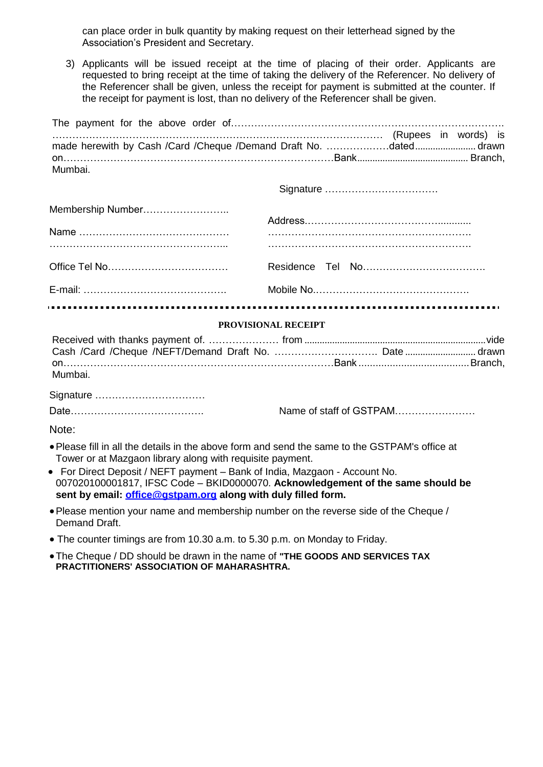can place order in bulk quantity by making request on their letterhead signed by the Association's President and Secretary.

3) Applicants will be issued receipt at the time of placing of their order. Applicants are requested to bring receipt at the time of taking the delivery of the Referencer. No delivery of the Referencer shall be given, unless the receipt for payment is submitted at the counter. If the receipt for payment is lost, than no delivery of the Referencer shall be given.

The payment for the above order of…………………………………………………………………………. ………………………………………………………………………………………… (Rupees in words) is made herewith by Cash /Card /Cheque /Demand Draft No. ………………dated…………………… drawn on……………………………………………………………………Bank…………………………………… Branch, Mumbai.

Signature ……………………………

Membership Number……………………..

Name ………………………………………

……………………………………………...

Address……………………………………..........

……………………………………………………….

……………………………………………………….

Office Tel No………………………………

Residence Tel No……………………………….

E-mail: …………………………………….

Mobile No.……………………………………….

---

**PROVISIONAL RECEIPT**

Received with thanks payment of. ………………… from …………………………………………………………vide Cash /Card /Cheque /NEFT/Demand Draft No. ………………………… Date ……………………… drawn on……………………………………………………………………Bank ………………………………Branch, Mumbai.

Signature ……………………………

Date………………………………….

Name of staff of GSTPAM……………………

Note:

- Please fill in all the details in the above form and send the same to the GSTPAM's office at Tower or at Mazgaon library along with requisite payment.
- For Direct Deposit / NEFT payment – Bank of India, Mazgaon - Account No. 007020100001817, IFSC Code – BKID0000070. **Acknowledgement of the same should be sent by email: office@gstpam.org along with duly filled form.**
- Please mention your name and membership number on the reverse side of the Cheque / Demand Draft.
- The counter timings are from 10.30 a.m. to 5.30 p.m. on Monday to Friday.
- The Cheque / DD should be drawn in the name of **"THE GOODS AND SERVICES TAX PRACTITIONERS' ASSOCIATION OF MAHARASHTRA.**